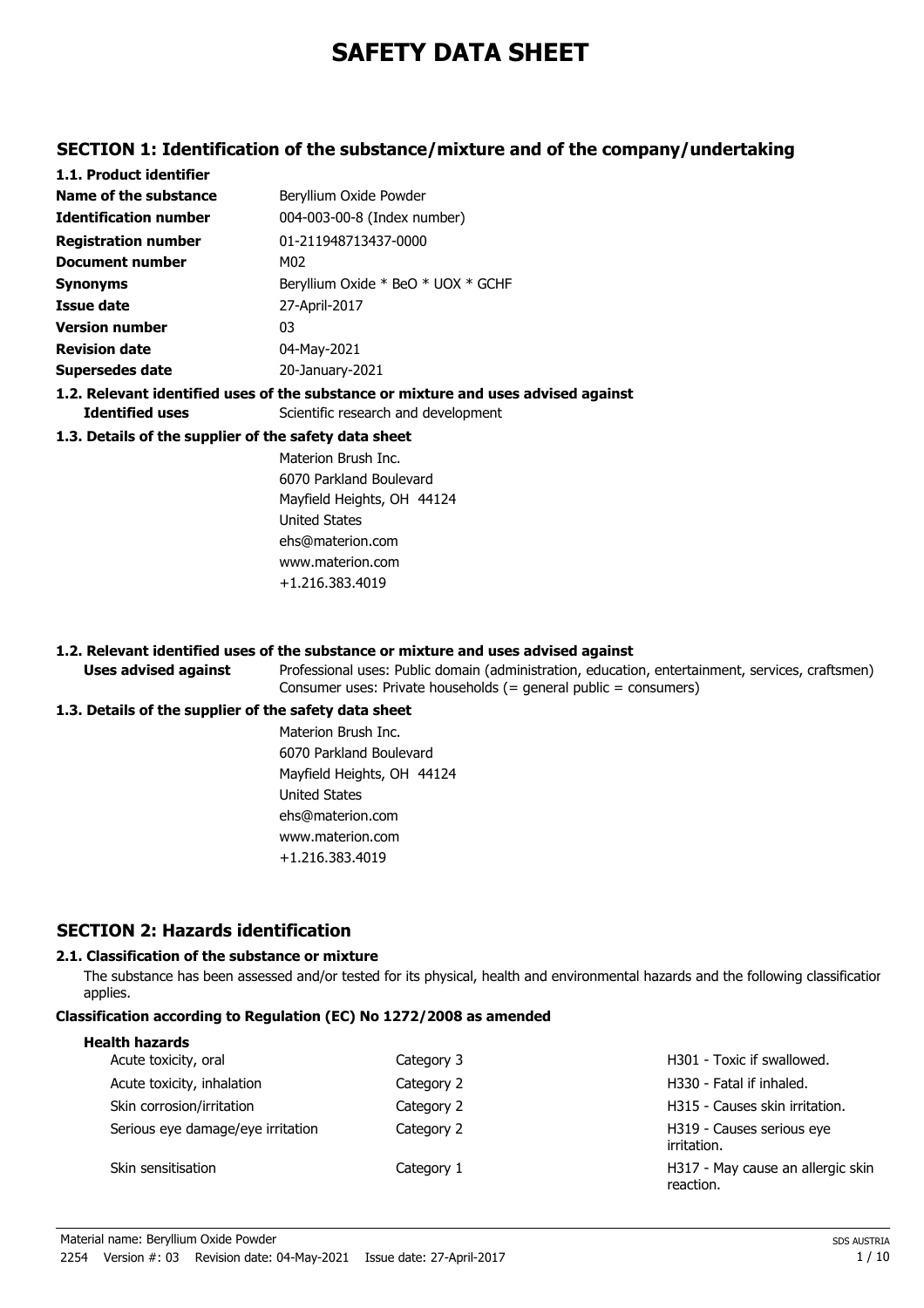# SAFETY DATA SHEET

## SECTION 1: Identification of the substance/mixture and of the company/undertaking

### 1.1. Product identifier

| | |
|---|---|
| **Name of the substance** | Beryllium Oxide Powder |
| **Identification number** | 004-003-00-8 (Index number) |
| **Registration number** | 01-211948713437-0000 |
| **Document number** | M02 |
| **Synonyms** | Beryllium Oxide * BeO * UOX * GCHF |
| **Issue date** | 27-April-2017 |
| **Version number** | 03 |
| **Revision date** | 04-May-2021 |
| **Supersedes date** | 20-January-2021 |

### 1.2. Relevant identified uses of the substance or mixture and uses advised against

**Identified uses** Scientific research and development

### 1.3. Details of the supplier of the safety data sheet

Materion Brush Inc.
6070 Parkland Boulevard
Mayfield Heights, OH 44124
United States
ehs@materion.com
www.materion.com
+1.216.383.4019

### 1.2. Relevant identified uses of the substance or mixture and uses advised against

**Uses advised against** Professional uses: Public domain (administration, education, entertainment, services, craftsmen)
Consumer uses: Private households (= general public = consumers)

### 1.3. Details of the supplier of the safety data sheet

Materion Brush Inc.
6070 Parkland Boulevard
Mayfield Heights, OH 44124
United States
ehs@materion.com
www.materion.com
+1.216.383.4019

## SECTION 2: Hazards identification

### 2.1. Classification of the substance or mixture

The substance has been assessed and/or tested for its physical, health and environmental hazards and the following classification applies.

**Classification according to Regulation (EC) No 1272/2008 as amended**

**Health hazards**

| | | |
|---|---|---|
| Acute toxicity, oral | Category 3 | H301 - Toxic if swallowed. |
| Acute toxicity, inhalation | Category 2 | H330 - Fatal if inhaled. |
| Skin corrosion/irritation | Category 2 | H315 - Causes skin irritation. |
| Serious eye damage/eye irritation | Category 2 | H319 - Causes serious eye irritation. |
| Skin sensitisation | Category 1 | H317 - May cause an allergic skin reaction. |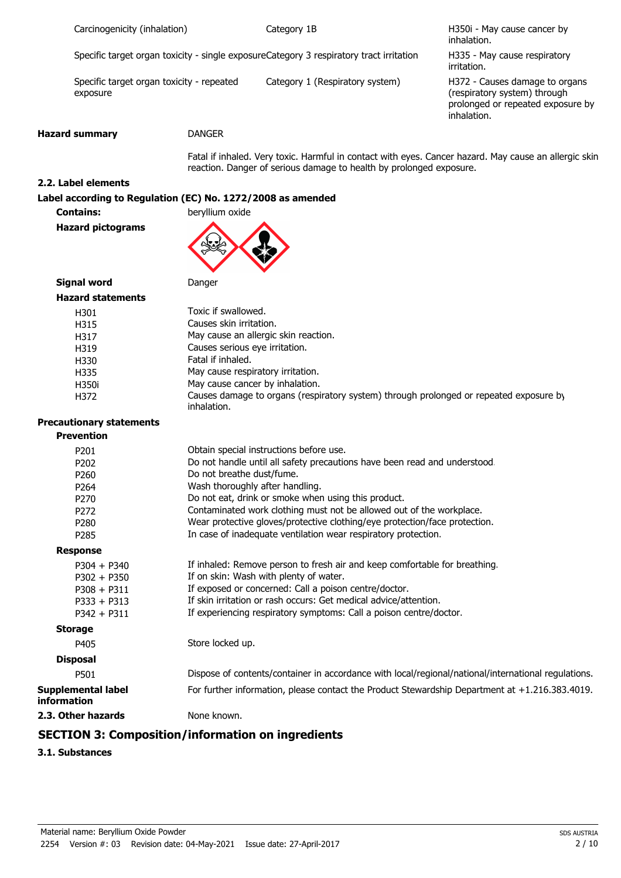| | | |
|---|---|---|
| Carcinogenicity (inhalation) | Category 1B | H350i - May cause cancer by inhalation. |
| Specific target organ toxicity - single exposure | Category 3 respiratory tract irritation | H335 - May cause respiratory irritation. |
| Specific target organ toxicity - repeated exposure | Category 1 (Respiratory system) | H372 - Causes damage to organs (respiratory system) through prolonged or repeated exposure by inhalation. |

**Hazard summary** DANGER

Fatal if inhaled. Very toxic. Harmful in contact with eyes. Cancer hazard. May cause an allergic skin reaction. Danger of serious damage to health by prolonged exposure.

### 2.2. Label elements

**Label according to Regulation (EC) No. 1272/2008 as amended**

**Contains:** beryllium oxide

**Hazard pictograms**

**Signal word** Danger

**Hazard statements**

| | |
|---|---|
| H301 | Toxic if swallowed. |
| H315 | Causes skin irritation. |
| H317 | May cause an allergic skin reaction. |
| H319 | Causes serious eye irritation. |
| H330 | Fatal if inhaled. |
| H335 | May cause respiratory irritation. |
| H350i | May cause cancer by inhalation. |
| H372 | Causes damage to organs (respiratory system) through prolonged or repeated exposure by inhalation. |

**Precautionary statements**

**Prevention**

| | |
|---|---|
| P201 | Obtain special instructions before use. |
| P202 | Do not handle until all safety precautions have been read and understood. |
| P260 | Do not breathe dust/fume. |
| P264 | Wash thoroughly after handling. |
| P270 | Do not eat, drink or smoke when using this product. |
| P272 | Contaminated work clothing must not be allowed out of the workplace. |
| P280 | Wear protective gloves/protective clothing/eye protection/face protection. |
| P285 | In case of inadequate ventilation wear respiratory protection. |

**Response**

| | |
|---|---|
| P304 + P340 | If inhaled: Remove person to fresh air and keep comfortable for breathing. |
| P302 + P350 | If on skin: Wash with plenty of water. |
| P308 + P311 | If exposed or concerned: Call a poison centre/doctor. |
| P333 + P313 | If skin irritation or rash occurs: Get medical advice/attention. |
| P342 + P311 | If experiencing respiratory symptoms: Call a poison centre/doctor. |

**Storage**

| | |
|---|---|
| P405 | Store locked up. |

**Disposal**

| | |
|---|---|
| P501 | Dispose of contents/container in accordance with local/regional/national/international regulations. |

**Supplemental label information** For further information, please contact the Product Stewardship Department at +1.216.383.4019.

**2.3. Other hazards** None known.

## SECTION 3: Composition/information on ingredients

### 3.1. Substances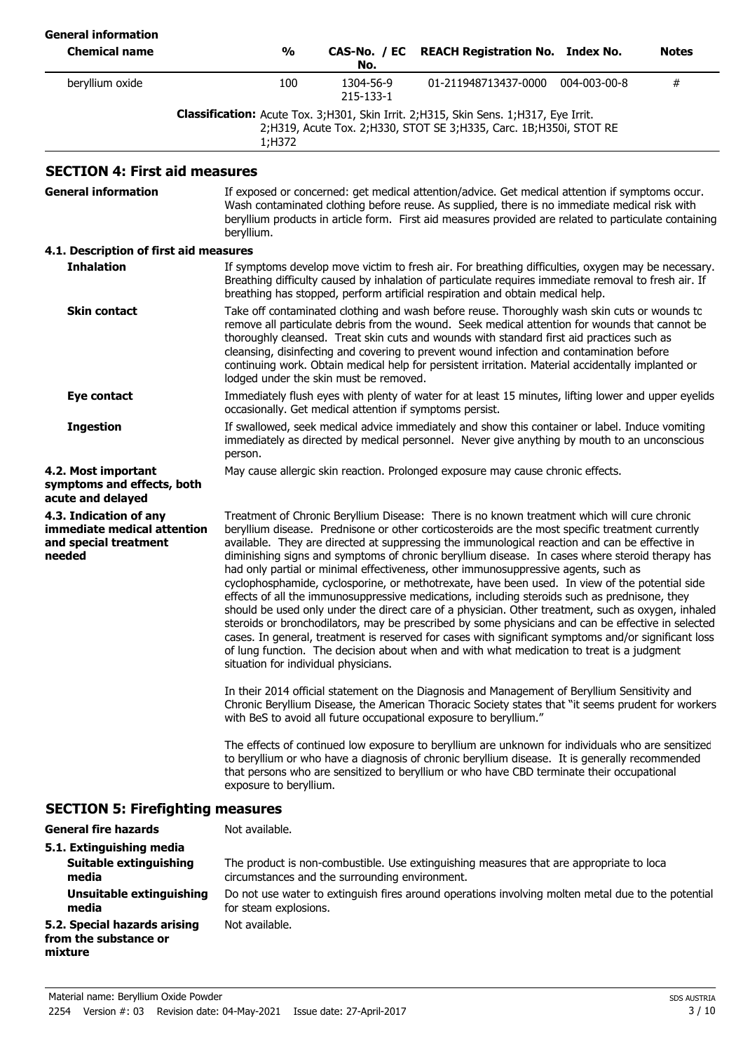**General information**

| Chemical name | % | CAS-No. / EC No. | REACH Registration No. | Index No. | Notes |
|---|---|---|---|---|---|
| beryllium oxide | 100 | 1304-56-9 215-133-1 | 01-211948713437-0000 | 004-003-00-8 | # |
| | **Classification:** Acute Tox. 3;H301, Skin Irrit. 2;H315, Skin Sens. 1;H317, Eye Irrit. 2;H319, Acute Tox. 2;H330, STOT SE 3;H335, Carc. 1B;H350i, STOT RE 1;H372 | | | | |

## SECTION 4: First aid measures

**General information**

If exposed or concerned: get medical attention/advice. Get medical attention if symptoms occur. Wash contaminated clothing before reuse. As supplied, there is no immediate medical risk with beryllium products in article form. First aid measures provided are related to particulate containing beryllium.

### 4.1. Description of first aid measures

**Inhalation**

If symptoms develop move victim to fresh air. For breathing difficulties, oxygen may be necessary. Breathing difficulty caused by inhalation of particulate requires immediate removal to fresh air. If breathing has stopped, perform artificial respiration and obtain medical help.

**Skin contact**

Take off contaminated clothing and wash before reuse. Thoroughly wash skin cuts or wounds to remove all particulate debris from the wound. Seek medical attention for wounds that cannot be thoroughly cleansed. Treat skin cuts and wounds with standard first aid practices such as cleansing, disinfecting and covering to prevent wound infection and contamination before continuing work. Obtain medical help for persistent irritation. Material accidentally implanted or lodged under the skin must be removed.

**Eye contact**

Immediately flush eyes with plenty of water for at least 15 minutes, lifting lower and upper eyelids occasionally. Get medical attention if symptoms persist.

**Ingestion**

If swallowed, seek medical advice immediately and show this container or label. Induce vomiting immediately as directed by medical personnel. Never give anything by mouth to an unconscious person.

**4.2. Most important symptoms and effects, both acute and delayed**

May cause allergic skin reaction. Prolonged exposure may cause chronic effects.

**4.3. Indication of any immediate medical attention and special treatment needed**

Treatment of Chronic Beryllium Disease: There is no known treatment which will cure chronic beryllium disease. Prednisone or other corticosteroids are the most specific treatment currently available. They are directed at suppressing the immunological reaction and can be effective in diminishing signs and symptoms of chronic beryllium disease. In cases where steroid therapy has had only partial or minimal effectiveness, other immunosuppressive agents, such as cyclophosphamide, cyclosporine, or methotrexate, have been used. In view of the potential side effects of all the immunosuppressive medications, including steroids such as prednisone, they should be used only under the direct care of a physician. Other treatment, such as oxygen, inhaled steroids or bronchodilators, may be prescribed by some physicians and can be effective in selected cases. In general, treatment is reserved for cases with significant symptoms and/or significant loss of lung function. The decision about when and with what medication to treat is a judgment situation for individual physicians.

In their 2014 official statement on the Diagnosis and Management of Beryllium Sensitivity and Chronic Beryllium Disease, the American Thoracic Society states that "it seems prudent for workers with BeS to avoid all future occupational exposure to beryllium."

The effects of continued low exposure to beryllium are unknown for individuals who are sensitized to beryllium or who have a diagnosis of chronic beryllium disease. It is generally recommended that persons who are sensitized to beryllium or who have CBD terminate their occupational exposure to beryllium.

## SECTION 5: Firefighting measures

**General fire hazards**

Not available.

### 5.1. Extinguishing media

**Suitable extinguishing media**

The product is non-combustible. Use extinguishing measures that are appropriate to loca circumstances and the surrounding environment.

**Unsuitable extinguishing media**

Do not use water to extinguish fires around operations involving molten metal due to the potential for steam explosions.

**5.2. Special hazards arising from the substance or mixture**

Not available.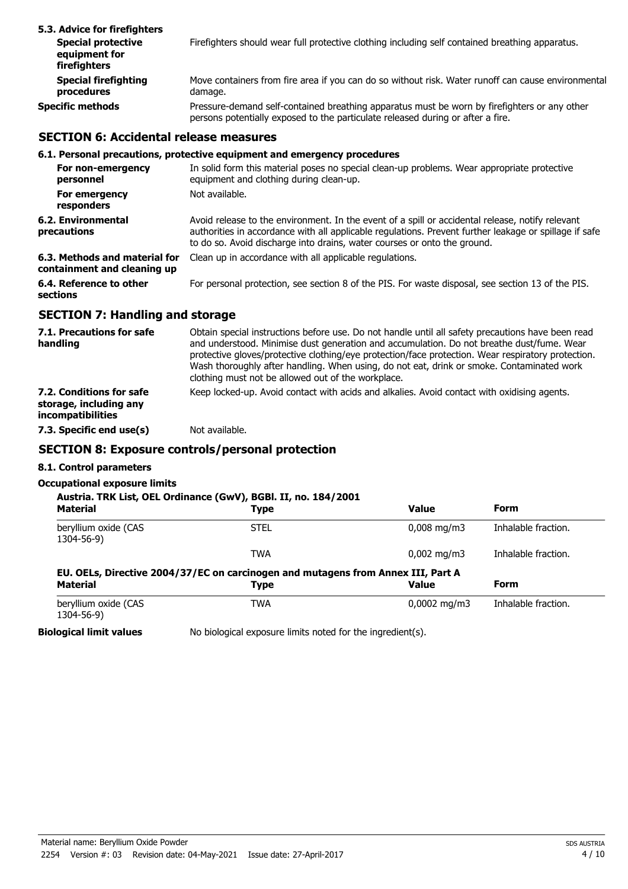**5.3. Advice for firefighters**

| | |
|---|---|
| **Special protective equipment for firefighters** | Firefighters should wear full protective clothing including self contained breathing apparatus. |
| **Special firefighting procedures** | Move containers from fire area if you can do so without risk. Water runoff can cause environmental damage. |
| **Specific methods** | Pressure-demand self-contained breathing apparatus must be worn by firefighters or any other persons potentially exposed to the particulate released during or after a fire. |

## SECTION 6: Accidental release measures

**6.1. Personal precautions, protective equipment and emergency procedures**

| | |
|---|---|
| **For non-emergency personnel** | In solid form this material poses no special clean-up problems. Wear appropriate protective equipment and clothing during clean-up. |
| **For emergency responders** | Not available. |
| **6.2. Environmental precautions** | Avoid release to the environment. In the event of a spill or accidental release, notify relevant authorities in accordance with all applicable regulations. Prevent further leakage or spillage if safe to do so. Avoid discharge into drains, water courses or onto the ground. |
| **6.3. Methods and material for containment and cleaning up** | Clean up in accordance with all applicable regulations. |
| **6.4. Reference to other sections** | For personal protection, see section 8 of the PIS. For waste disposal, see section 13 of the PIS. |

## SECTION 7: Handling and storage

| | |
|---|---|
| **7.1. Precautions for safe handling** | Obtain special instructions before use. Do not handle until all safety precautions have been read and understood. Minimise dust generation and accumulation. Do not breathe dust/fume. Wear protective gloves/protective clothing/eye protection/face protection. Wear respiratory protection. Wash thoroughly after handling. When using, do not eat, drink or smoke. Contaminated work clothing must not be allowed out of the workplace. |
| **7.2. Conditions for safe storage, including any incompatibilities** | Keep locked-up. Avoid contact with acids and alkalies. Avoid contact with oxidising agents. |
| **7.3. Specific end use(s)** | Not available. |

## SECTION 8: Exposure controls/personal protection

**8.1. Control parameters**

**Occupational exposure limits**

**Austria. TRK List, OEL Ordinance (GwV), BGBl. II, no. 184/2001**

| Material | Type | Value | Form |
|---|---|---|---|
| beryllium oxide (CAS 1304-56-9) | STEL | 0,008 mg/m3 | Inhalable fraction. |
| | TWA | 0,002 mg/m3 | Inhalable fraction. |

**EU. OELs, Directive 2004/37/EC on carcinogen and mutagens from Annex III, Part A**

| Material | Type | Value | Form |
|---|---|---|---|
| beryllium oxide (CAS 1304-56-9) | TWA | 0,0002 mg/m3 | Inhalable fraction. |

| | |
|---|---|
| **Biological limit values** | No biological exposure limits noted for the ingredient(s). |

Material name: Beryllium Oxide Powder
2254 Version #: 03 Revision date: 04-May-2021 Issue date: 27-April-2017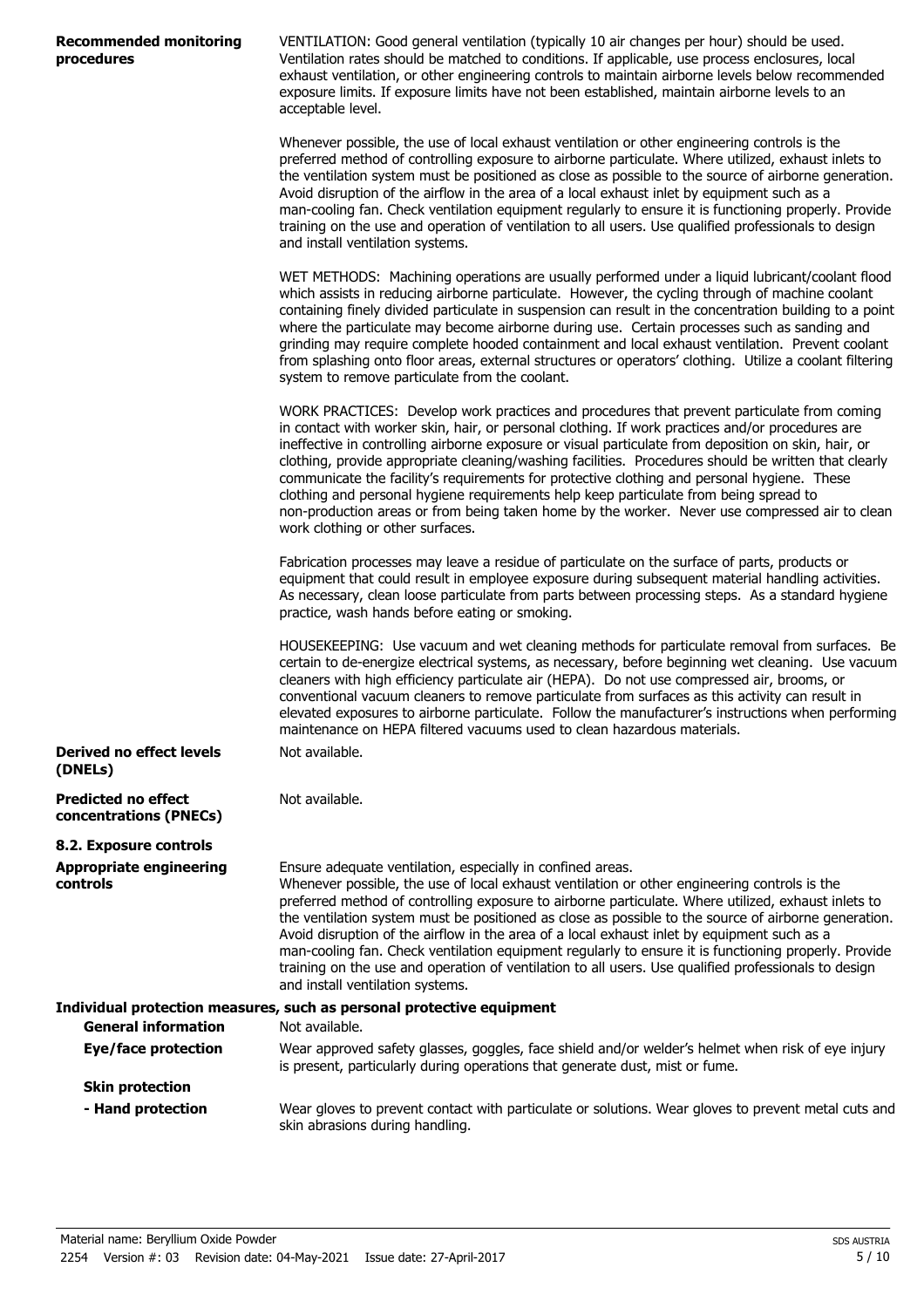**Recommended monitoring procedures**

VENTILATION: Good general ventilation (typically 10 air changes per hour) should be used. Ventilation rates should be matched to conditions. If applicable, use process enclosures, local exhaust ventilation, or other engineering controls to maintain airborne levels below recommended exposure limits. If exposure limits have not been established, maintain airborne levels to an acceptable level.

Whenever possible, the use of local exhaust ventilation or other engineering controls is the preferred method of controlling exposure to airborne particulate. Where utilized, exhaust inlets to the ventilation system must be positioned as close as possible to the source of airborne generation. Avoid disruption of the airflow in the area of a local exhaust inlet by equipment such as a man-cooling fan. Check ventilation equipment regularly to ensure it is functioning properly. Provide training on the use and operation of ventilation to all users. Use qualified professionals to design and install ventilation systems.

WET METHODS: Machining operations are usually performed under a liquid lubricant/coolant flood which assists in reducing airborne particulate. However, the cycling through of machine coolant containing finely divided particulate in suspension can result in the concentration building to a point where the particulate may become airborne during use. Certain processes such as sanding and grinding may require complete hooded containment and local exhaust ventilation. Prevent coolant from splashing onto floor areas, external structures or operators' clothing. Utilize a coolant filtering system to remove particulate from the coolant.

WORK PRACTICES: Develop work practices and procedures that prevent particulate from coming in contact with worker skin, hair, or personal clothing. If work practices and/or procedures are ineffective in controlling airborne exposure or visual particulate from deposition on skin, hair, or clothing, provide appropriate cleaning/washing facilities. Procedures should be written that clearly communicate the facility's requirements for protective clothing and personal hygiene. These clothing and personal hygiene requirements help keep particulate from being spread to non-production areas or from being taken home by the worker. Never use compressed air to clean work clothing or other surfaces.

Fabrication processes may leave a residue of particulate on the surface of parts, products or equipment that could result in employee exposure during subsequent material handling activities. As necessary, clean loose particulate from parts between processing steps. As a standard hygiene practice, wash hands before eating or smoking.

HOUSEKEEPING: Use vacuum and wet cleaning methods for particulate removal from surfaces. Be certain to de-energize electrical systems, as necessary, before beginning wet cleaning. Use vacuum cleaners with high efficiency particulate air (HEPA). Do not use compressed air, brooms, or conventional vacuum cleaners to remove particulate from surfaces as this activity can result in elevated exposures to airborne particulate. Follow the manufacturer's instructions when performing maintenance on HEPA filtered vacuums used to clean hazardous materials.

**Derived no effect levels (DNELs)**

Not available.

**Predicted no effect concentrations (PNECs)**

Not available.

## 8.2. Exposure controls

**Appropriate engineering controls**

Ensure adequate ventilation, especially in confined areas.
Whenever possible, the use of local exhaust ventilation or other engineering controls is the preferred method of controlling exposure to airborne particulate. Where utilized, exhaust inlets to the ventilation system must be positioned as close as possible to the source of airborne generation. Avoid disruption of the airflow in the area of a local exhaust inlet by equipment such as a man-cooling fan. Check ventilation equipment regularly to ensure it is functioning properly. Provide training on the use and operation of ventilation to all users. Use qualified professionals to design and install ventilation systems.

**Individual protection measures, such as personal protective equipment**

**General information**

Not available.

**Eye/face protection**

Wear approved safety glasses, goggles, face shield and/or welder's helmet when risk of eye injury is present, particularly during operations that generate dust, mist or fume.

**Skin protection**

**- Hand protection**

Wear gloves to prevent contact with particulate or solutions. Wear gloves to prevent metal cuts and skin abrasions during handling.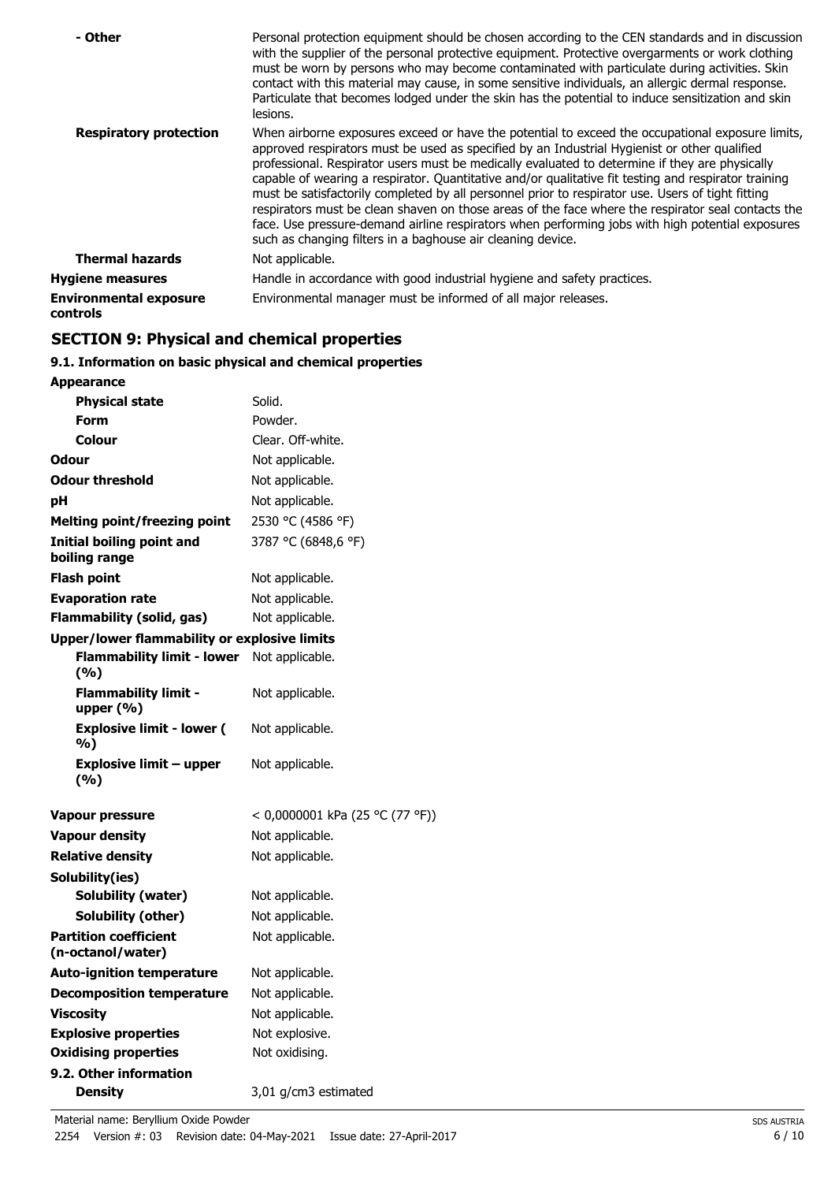| | |
|---|---|
| **- Other** | Personal protection equipment should be chosen according to the CEN standards and in discussion with the supplier of the personal protective equipment. Protective overgarments or work clothing must be worn by persons who may become contaminated with particulate during activities. Skin contact with this material may cause, in some sensitive individuals, an allergic dermal response. Particulate that becomes lodged under the skin has the potential to induce sensitization and skin lesions. |
| **Respiratory protection** | When airborne exposures exceed or have the potential to exceed the occupational exposure limits, approved respirators must be used as specified by an Industrial Hygienist or other qualified professional. Respirator users must be medically evaluated to determine if they are physically capable of wearing a respirator. Quantitative and/or qualitative fit testing and respirator training must be satisfactorily completed by all personnel prior to respirator use. Users of tight fitting respirators must be clean shaven on those areas of the face where the respirator seal contacts the face. Use pressure-demand airline respirators when performing jobs with high potential exposures such as changing filters in a baghouse air cleaning device. |
| **Thermal hazards** | Not applicable. |
| **Hygiene measures** | Handle in accordance with good industrial hygiene and safety practices. |
| **Environmental exposure controls** | Environmental manager must be informed of all major releases. |

## SECTION 9: Physical and chemical properties

### 9.1. Information on basic physical and chemical properties

| | |
|---|---|
| **Appearance** | |
| **Physical state** | Solid. |
| **Form** | Powder. |
| **Colour** | Clear. Off-white. |
| **Odour** | Not applicable. |
| **Odour threshold** | Not applicable. |
| **pH** | Not applicable. |
| **Melting point/freezing point** | 2530 °C (4586 °F) |
| **Initial boiling point and boiling range** | 3787 °C (6848,6 °F) |
| **Flash point** | Not applicable. |
| **Evaporation rate** | Not applicable. |
| **Flammability (solid, gas)** | Not applicable. |
| **Upper/lower flammability or explosive limits** | |
| **Flammability limit - lower (%)** | Not applicable. |
| **Flammability limit - upper (%)** | Not applicable. |
| **Explosive limit - lower (%)** | Not applicable. |
| **Explosive limit – upper (%)** | Not applicable. |
| **Vapour pressure** | < 0,0000001 kPa (25 °C (77 °F)) |
| **Vapour density** | Not applicable. |
| **Relative density** | Not applicable. |
| **Solubility(ies)** | |
| **Solubility (water)** | Not applicable. |
| **Solubility (other)** | Not applicable. |
| **Partition coefficient (n-octanol/water)** | Not applicable. |
| **Auto-ignition temperature** | Not applicable. |
| **Decomposition temperature** | Not applicable. |
| **Viscosity** | Not applicable. |
| **Explosive properties** | Not explosive. |
| **Oxidising properties** | Not oxidising. |

### 9.2. Other information

| | |
|---|---|
| **Density** | 3,01 g/cm3 estimated |

Material name: Beryllium Oxide Powder
2254 Version #: 03 Revision date: 04-May-2021 Issue date: 27-April-2017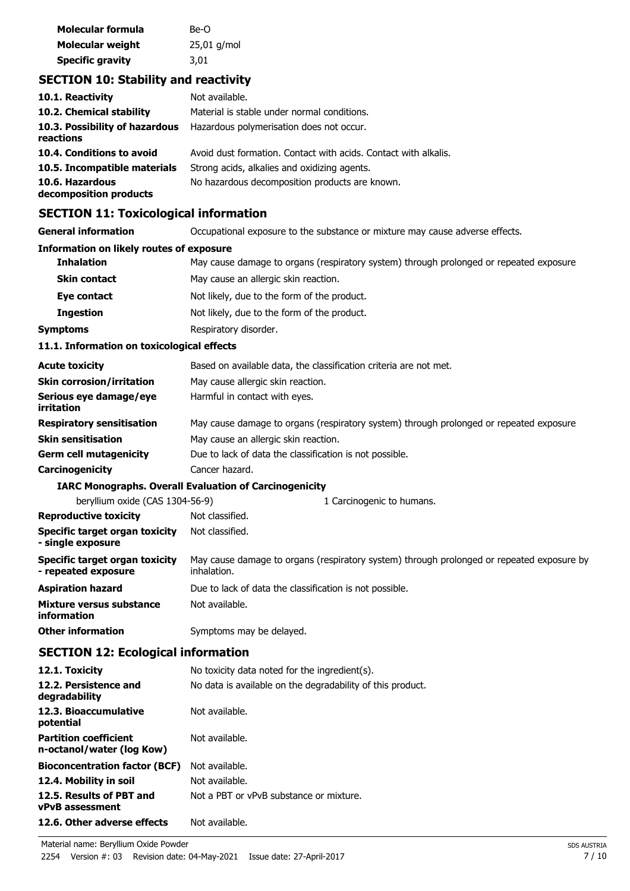| | |
|---|---|
| **Molecular formula** | Be-O |
| **Molecular weight** | 25,01 g/mol |
| **Specific gravity** | 3,01 |

## SECTION 10: Stability and reactivity

| | |
|---|---|
| **10.1. Reactivity** | Not available. |
| **10.2. Chemical stability** | Material is stable under normal conditions. |
| **10.3. Possibility of hazardous reactions** | Hazardous polymerisation does not occur. |
| **10.4. Conditions to avoid** | Avoid dust formation. Contact with acids. Contact with alkalis. |
| **10.5. Incompatible materials** | Strong acids, alkalies and oxidizing agents. |
| **10.6. Hazardous decomposition products** | No hazardous decomposition products are known. |

## SECTION 11: Toxicological information

| | |
|---|---|
| **General information** | Occupational exposure to the substance or mixture may cause adverse effects. |

**Information on likely routes of exposure**

| | |
|---|---|
| **Inhalation** | May cause damage to organs (respiratory system) through prolonged or repeated exposure |
| **Skin contact** | May cause an allergic skin reaction. |
| **Eye contact** | Not likely, due to the form of the product. |
| **Ingestion** | Not likely, due to the form of the product. |
| **Symptoms** | Respiratory disorder. |

**11.1. Information on toxicological effects**

| | |
|---|---|
| **Acute toxicity** | Based on available data, the classification criteria are not met. |
| **Skin corrosion/irritation** | May cause allergic skin reaction. |
| **Serious eye damage/eye irritation** | Harmful in contact with eyes. |
| **Respiratory sensitisation** | May cause damage to organs (respiratory system) through prolonged or repeated exposure |
| **Skin sensitisation** | May cause an allergic skin reaction. |
| **Germ cell mutagenicity** | Due to lack of data the classification is not possible. |
| **Carcinogenicity** | Cancer hazard. |

**IARC Monographs. Overall Evaluation of Carcinogenicity**

| | |
|---|---|
| beryllium oxide (CAS 1304-56-9) | 1 Carcinogenic to humans. |

| | |
|---|---|
| **Reproductive toxicity** | Not classified. |
| **Specific target organ toxicity - single exposure** | Not classified. |
| **Specific target organ toxicity - repeated exposure** | May cause damage to organs (respiratory system) through prolonged or repeated exposure by inhalation. |
| **Aspiration hazard** | Due to lack of data the classification is not possible. |
| **Mixture versus substance information** | Not available. |
| **Other information** | Symptoms may be delayed. |

## SECTION 12: Ecological information

| | |
|---|---|
| **12.1. Toxicity** | No toxicity data noted for the ingredient(s). |
| **12.2. Persistence and degradability** | No data is available on the degradability of this product. |
| **12.3. Bioaccumulative potential** | Not available. |
| **Partition coefficient n-octanol/water (log Kow)** | Not available. |
| **Bioconcentration factor (BCF)** | Not available. |
| **12.4. Mobility in soil** | Not available. |
| **12.5. Results of PBT and vPvB assessment** | Not a PBT or vPvB substance or mixture. |
| **12.6. Other adverse effects** | Not available. |

Material name: Beryllium Oxide Powder
2254 Version #: 03 Revision date: 04-May-2021 Issue date: 27-April-2017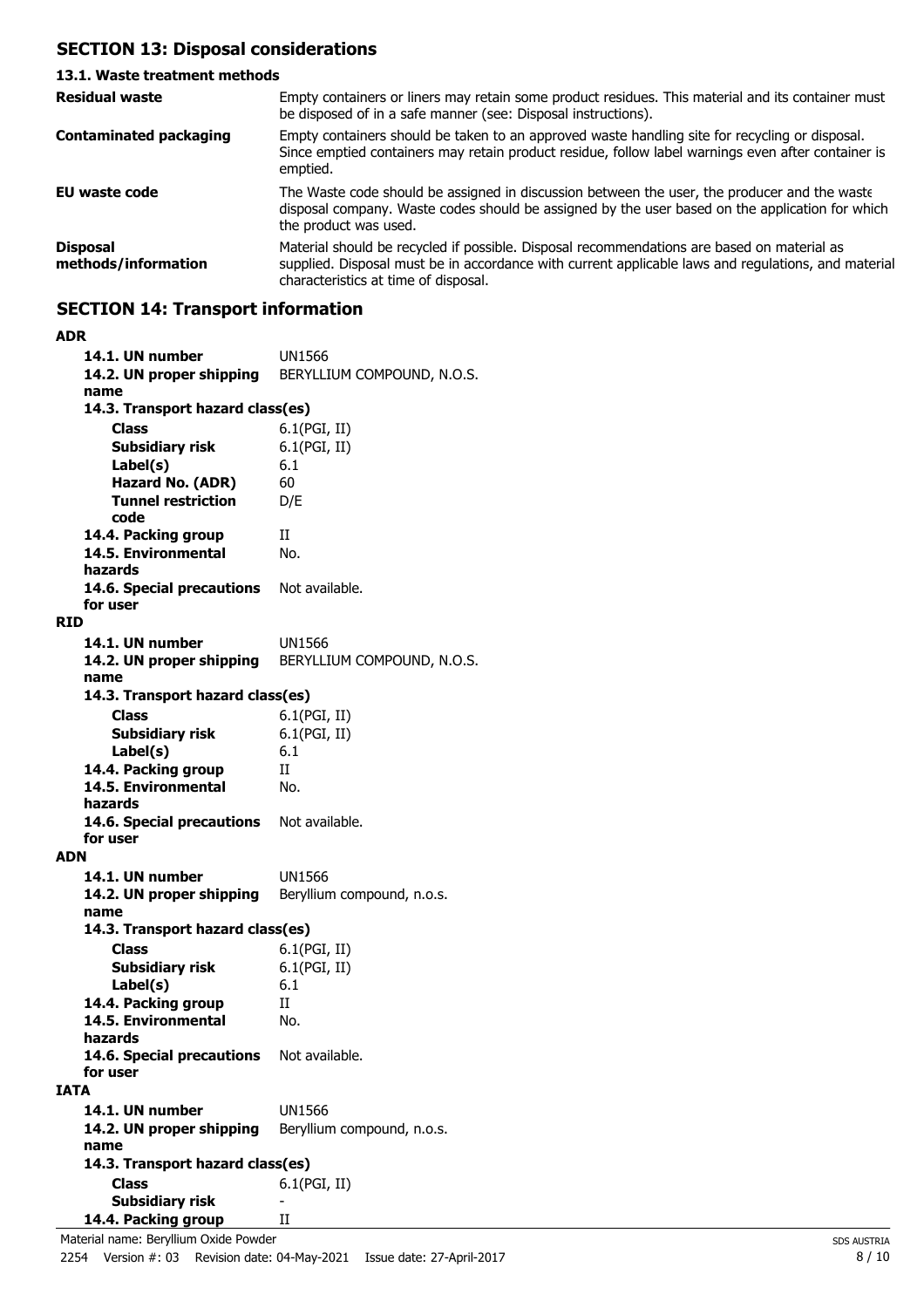## SECTION 13: Disposal considerations

### 13.1. Waste treatment methods

| | |
|---|---|
| **Residual waste** | Empty containers or liners may retain some product residues. This material and its container must be disposed of in a safe manner (see: Disposal instructions). |
| **Contaminated packaging** | Empty containers should be taken to an approved waste handling site for recycling or disposal. Since emptied containers may retain product residue, follow label warnings even after container is emptied. |
| **EU waste code** | The Waste code should be assigned in discussion between the user, the producer and the waste disposal company. Waste codes should be assigned by the user based on the application for which the product was used. |
| **Disposal methods/information** | Material should be recycled if possible. Disposal recommendations are based on material as supplied. Disposal must be in accordance with current applicable laws and regulations, and material characteristics at time of disposal. |

## SECTION 14: Transport information

**ADR**

| | |
|---|---|
| **14.1. UN number** | UN1566 |
| **14.2. UN proper shipping name** | BERYLLIUM COMPOUND, N.O.S. |
| **14.3. Transport hazard class(es)** | |
| **Class** | 6.1(PGI, II) |
| **Subsidiary risk** | 6.1(PGI, II) |
| **Label(s)** | 6.1 |
| **Hazard No. (ADR)** | 60 |
| **Tunnel restriction code** | D/E |
| **14.4. Packing group** | II |
| **14.5. Environmental hazards** | No. |
| **14.6. Special precautions for user** | Not available. |

**RID**

| | |
|---|---|
| **14.1. UN number** | UN1566 |
| **14.2. UN proper shipping name** | BERYLLIUM COMPOUND, N.O.S. |
| **14.3. Transport hazard class(es)** | |
| **Class** | 6.1(PGI, II) |
| **Subsidiary risk** | 6.1(PGI, II) |
| **Label(s)** | 6.1 |
| **14.4. Packing group** | II |
| **14.5. Environmental hazards** | No. |
| **14.6. Special precautions for user** | Not available. |

**ADN**

| | |
|---|---|
| **14.1. UN number** | UN1566 |
| **14.2. UN proper shipping name** | Beryllium compound, n.o.s. |
| **14.3. Transport hazard class(es)** | |
| **Class** | 6.1(PGI, II) |
| **Subsidiary risk** | 6.1(PGI, II) |
| **Label(s)** | 6.1 |
| **14.4. Packing group** | II |
| **14.5. Environmental hazards** | No. |
| **14.6. Special precautions for user** | Not available. |

**IATA**

| | |
|---|---|
| **14.1. UN number** | UN1566 |
| **14.2. UN proper shipping name** | Beryllium compound, n.o.s. |
| **14.3. Transport hazard class(es)** | |
| **Class** | 6.1(PGI, II) |
| **Subsidiary risk** | - |
| **14.4. Packing group** | II |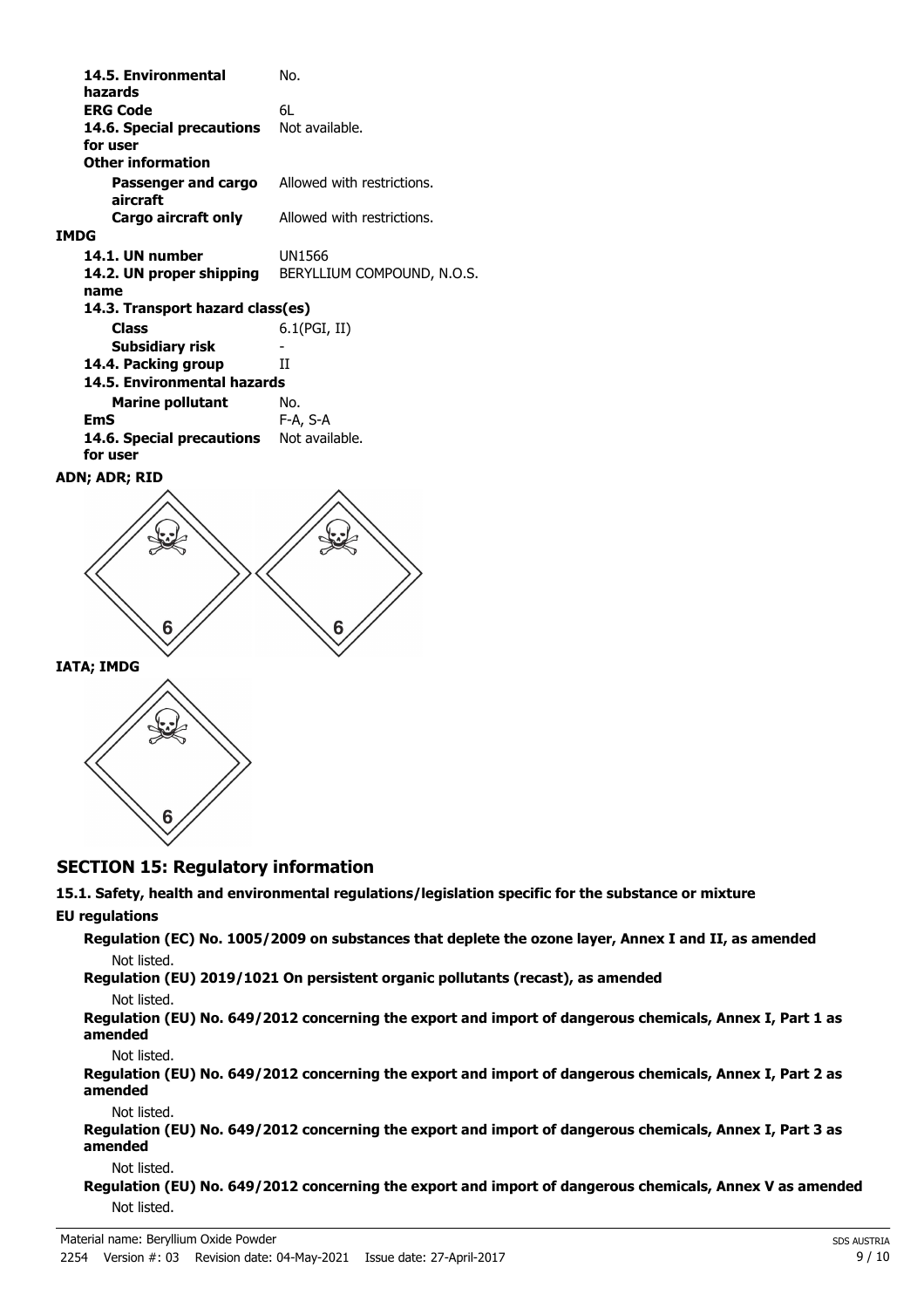| | |
|---|---|
| **14.5. Environmental hazards** | No. |
| **ERG Code** | 6L |
| **14.6. Special precautions for user** | Not available. |
| **Other information** | |
| **Passenger and cargo aircraft** | Allowed with restrictions. |
| **Cargo aircraft only** | Allowed with restrictions. |

**IMDG**

| | |
|---|---|
| **14.1. UN number** | UN1566 |
| **14.2. UN proper shipping name** | BERYLLIUM COMPOUND, N.O.S. |
| **14.3. Transport hazard class(es)** | |
| **Class** | 6.1(PGI, II) |
| **Subsidiary risk** | - |
| **14.4. Packing group** | II |
| **14.5. Environmental hazards** | |
| **Marine pollutant** | No. |
| **EmS** | F-A, S-A |
| **14.6. Special precautions for user** | Not available. |

**ADN; ADR; RID**

**IATA; IMDG**

## SECTION 15: Regulatory information

**15.1. Safety, health and environmental regulations/legislation specific for the substance or mixture**

**EU regulations**

**Regulation (EC) No. 1005/2009 on substances that deplete the ozone layer, Annex I and II, as amended**

Not listed.

**Regulation (EU) 2019/1021 On persistent organic pollutants (recast), as amended**

Not listed.

**Regulation (EU) No. 649/2012 concerning the export and import of dangerous chemicals, Annex I, Part 1 as amended**

Not listed.

**Regulation (EU) No. 649/2012 concerning the export and import of dangerous chemicals, Annex I, Part 2 as amended**

Not listed.

**Regulation (EU) No. 649/2012 concerning the export and import of dangerous chemicals, Annex I, Part 3 as amended**

Not listed.

**Regulation (EU) No. 649/2012 concerning the export and import of dangerous chemicals, Annex V as amended**

Not listed.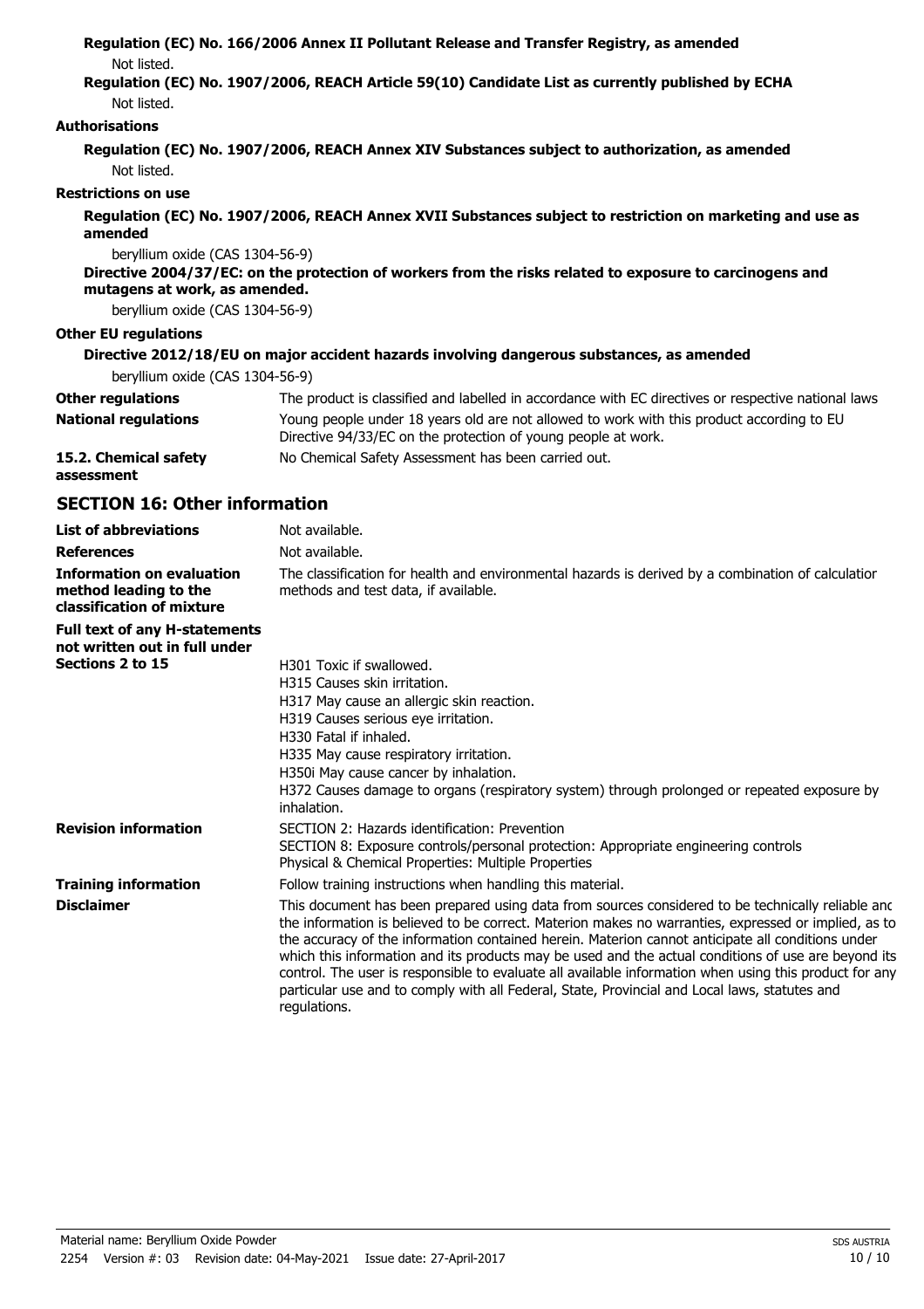**Regulation (EC) No. 166/2006 Annex II Pollutant Release and Transfer Registry, as amended**

Not listed.

**Regulation (EC) No. 1907/2006, REACH Article 59(10) Candidate List as currently published by ECHA**

Not listed.

**Authorisations**

**Regulation (EC) No. 1907/2006, REACH Annex XIV Substances subject to authorization, as amended**

Not listed.

**Restrictions on use**

**Regulation (EC) No. 1907/2006, REACH Annex XVII Substances subject to restriction on marketing and use as amended**

beryllium oxide (CAS 1304-56-9)

**Directive 2004/37/EC: on the protection of workers from the risks related to exposure to carcinogens and mutagens at work, as amended.**

beryllium oxide (CAS 1304-56-9)

**Other EU regulations**

**Directive 2012/18/EU on major accident hazards involving dangerous substances, as amended**

beryllium oxide (CAS 1304-56-9)

**Other regulations** The product is classified and labelled in accordance with EC directives or respective national laws

**National regulations** Young people under 18 years old are not allowed to work with this product according to EU Directive 94/33/EC on the protection of young people at work.

**15.2. Chemical safety assessment** No Chemical Safety Assessment has been carried out.

## SECTION 16: Other information

**List of abbreviations** Not available.

**References** Not available.

**Information on evaluation method leading to the classification of mixture** The classification for health and environmental hazards is derived by a combination of calculation methods and test data, if available.

**Full text of any H-statements not written out in full under Sections 2 to 15**

H301 Toxic if swallowed.
H315 Causes skin irritation.
H317 May cause an allergic skin reaction.
H319 Causes serious eye irritation.
H330 Fatal if inhaled.
H335 May cause respiratory irritation.
H350i May cause cancer by inhalation.
H372 Causes damage to organs (respiratory system) through prolonged or repeated exposure by inhalation.

**Revision information**

SECTION 2: Hazards identification: Prevention
SECTION 8: Exposure controls/personal protection: Appropriate engineering controls
Physical & Chemical Properties: Multiple Properties

**Training information** Follow training instructions when handling this material.

**Disclaimer** This document has been prepared using data from sources considered to be technically reliable and the information is believed to be correct. Materion makes no warranties, expressed or implied, as to the accuracy of the information contained herein. Materion cannot anticipate all conditions under which this information and its products may be used and the actual conditions of use are beyond its control. The user is responsible to evaluate all available information when using this product for any particular use and to comply with all Federal, State, Provincial and Local laws, statutes and regulations.